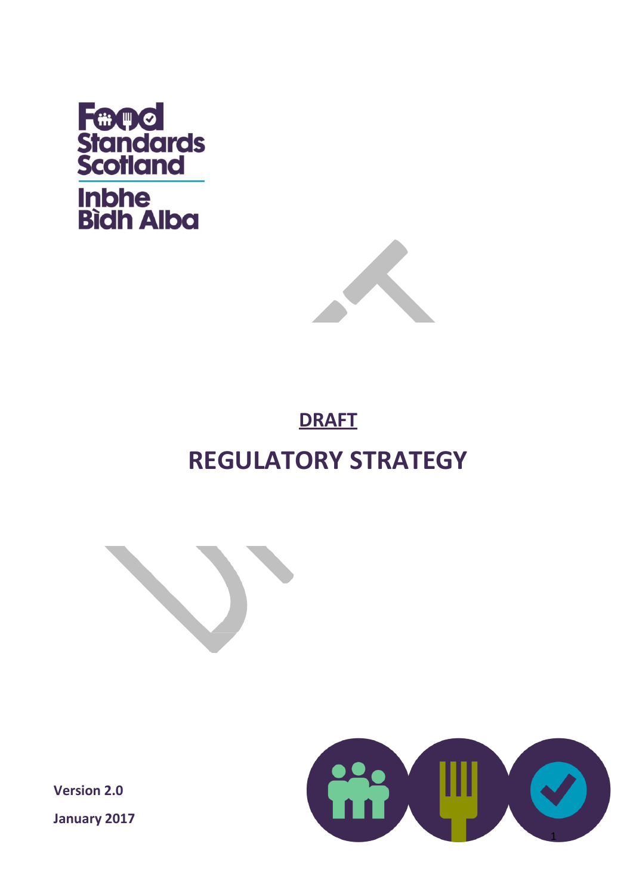Food Standards Scotland

Inbhe Bìdh Alba

# **DRAFT**

# REGULATORY STRATEGY

**Version 2.0**

**January 2017**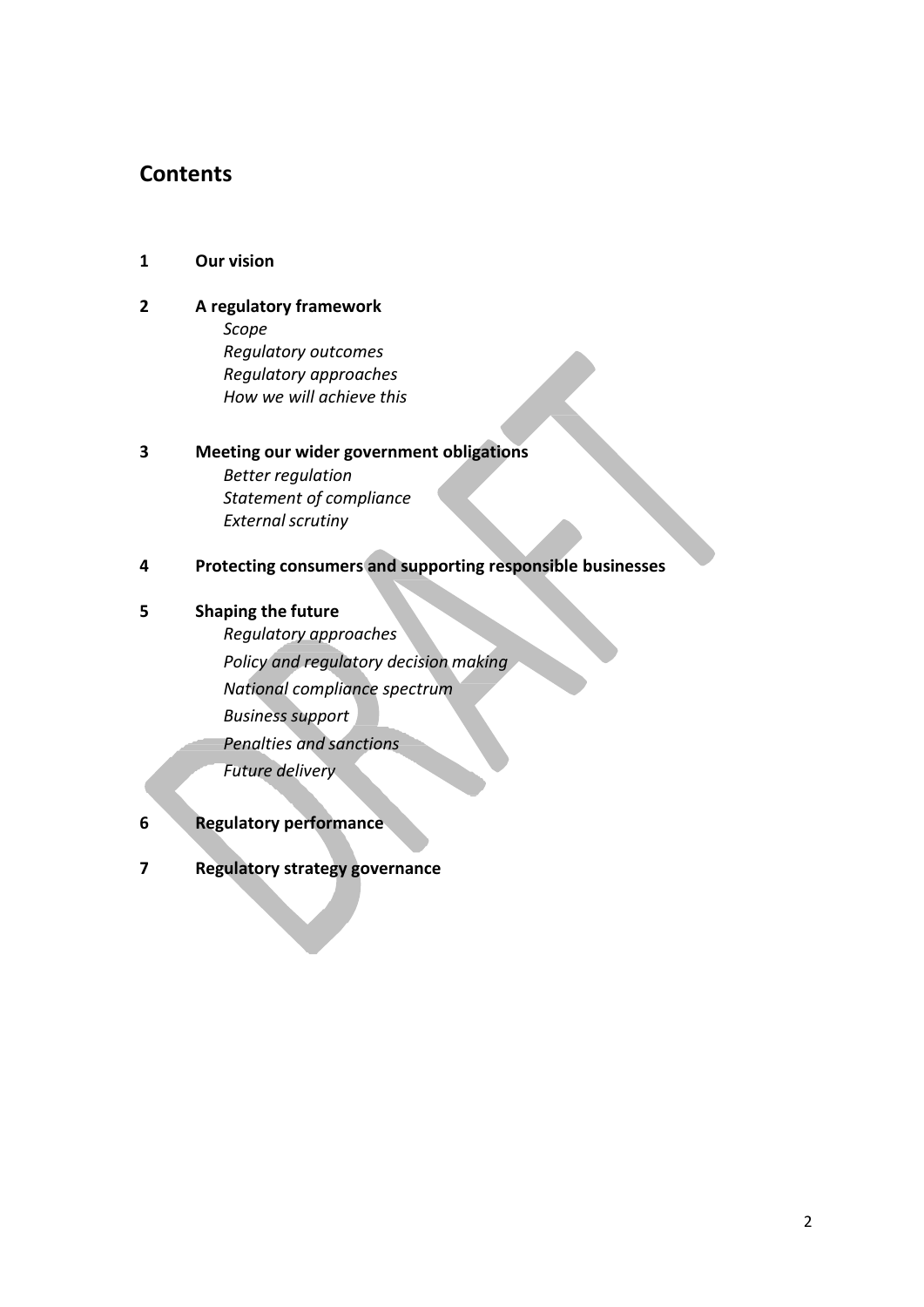## Contents

**1 Our vision**

**2 A regulatory framework**

*Scope*
*Regulatory outcomes*
*Regulatory approaches*
*How we will achieve this*

**3 Meeting our wider government obligations**

*Better regulation*
*Statement of compliance*
*External scrutiny*

**4 Protecting consumers and supporting responsible businesses**

**5 Shaping the future**

*Regulatory approaches*
*Policy and regulatory decision making*
*National compliance spectrum*
*Business support*
*Penalties and sanctions*
*Future delivery*

**6 Regulatory performance**

**7 Regulatory strategy governance**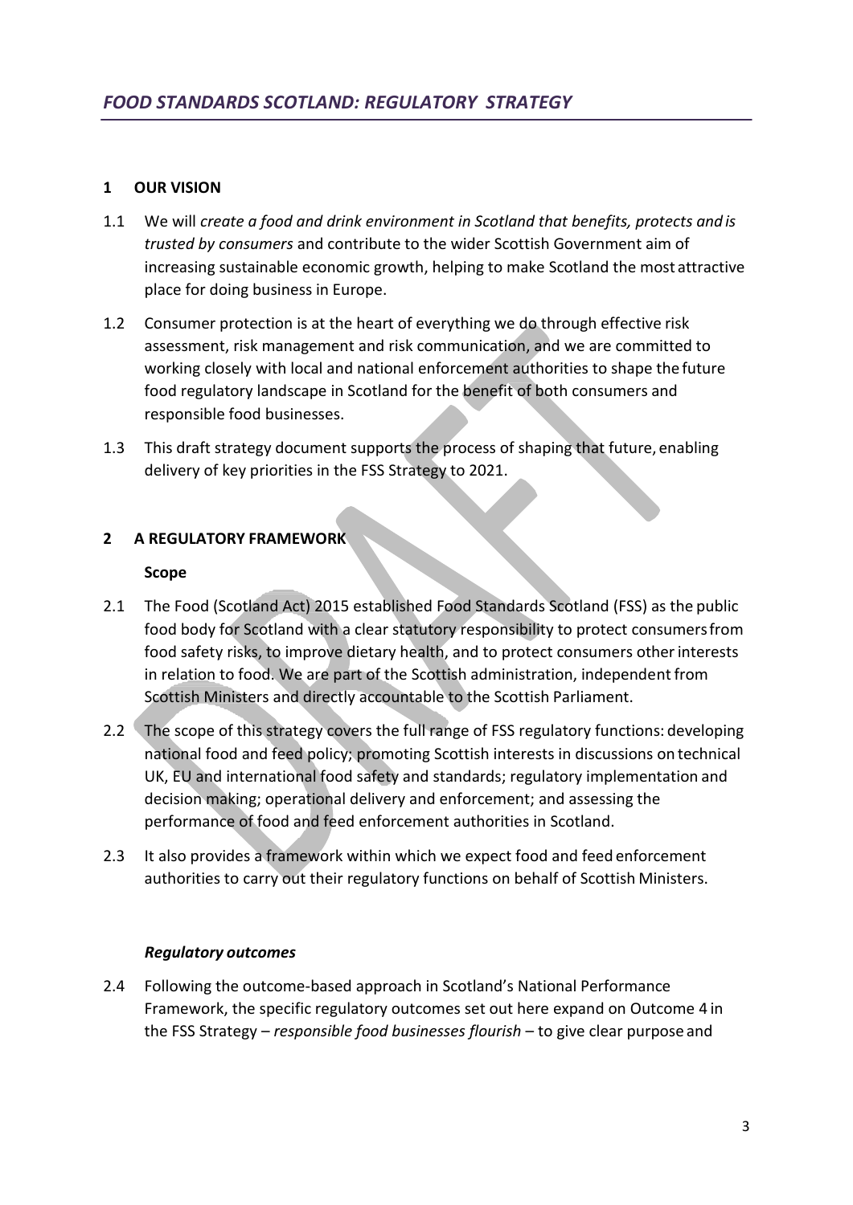# *FOOD STANDARDS SCOTLAND: REGULATORY STRATEGY*

## 1 OUR VISION

1.1 We will *create a food and drink environment in Scotland that benefits, protects and is trusted by consumers* and contribute to the wider Scottish Government aim of increasing sustainable economic growth, helping to make Scotland the most attractive place for doing business in Europe.

1.2 Consumer protection is at the heart of everything we do through effective risk assessment, risk management and risk communication, and we are committed to working closely with local and national enforcement authorities to shape the future food regulatory landscape in Scotland for the benefit of both consumers and responsible food businesses.

1.3 This draft strategy document supports the process of shaping that future, enabling delivery of key priorities in the FSS Strategy to 2021.

## 2 A REGULATORY FRAMEWORK

### Scope

2.1 The Food (Scotland Act) 2015 established Food Standards Scotland (FSS) as the public food body for Scotland with a clear statutory responsibility to protect consumers from food safety risks, to improve dietary health, and to protect consumers other interests in relation to food. We are part of the Scottish administration, independent from Scottish Ministers and directly accountable to the Scottish Parliament.

2.2 The scope of this strategy covers the full range of FSS regulatory functions: developing national food and feed policy; promoting Scottish interests in discussions on technical UK, EU and international food safety and standards; regulatory implementation and decision making; operational delivery and enforcement; and assessing the performance of food and feed enforcement authorities in Scotland.

2.3 It also provides a framework within which we expect food and feed enforcement authorities to carry out their regulatory functions on behalf of Scottish Ministers.

### *Regulatory outcomes*

2.4 Following the outcome-based approach in Scotland's National Performance Framework, the specific regulatory outcomes set out here expand on Outcome 4 in the FSS Strategy – *responsible food businesses flourish* – to give clear purpose and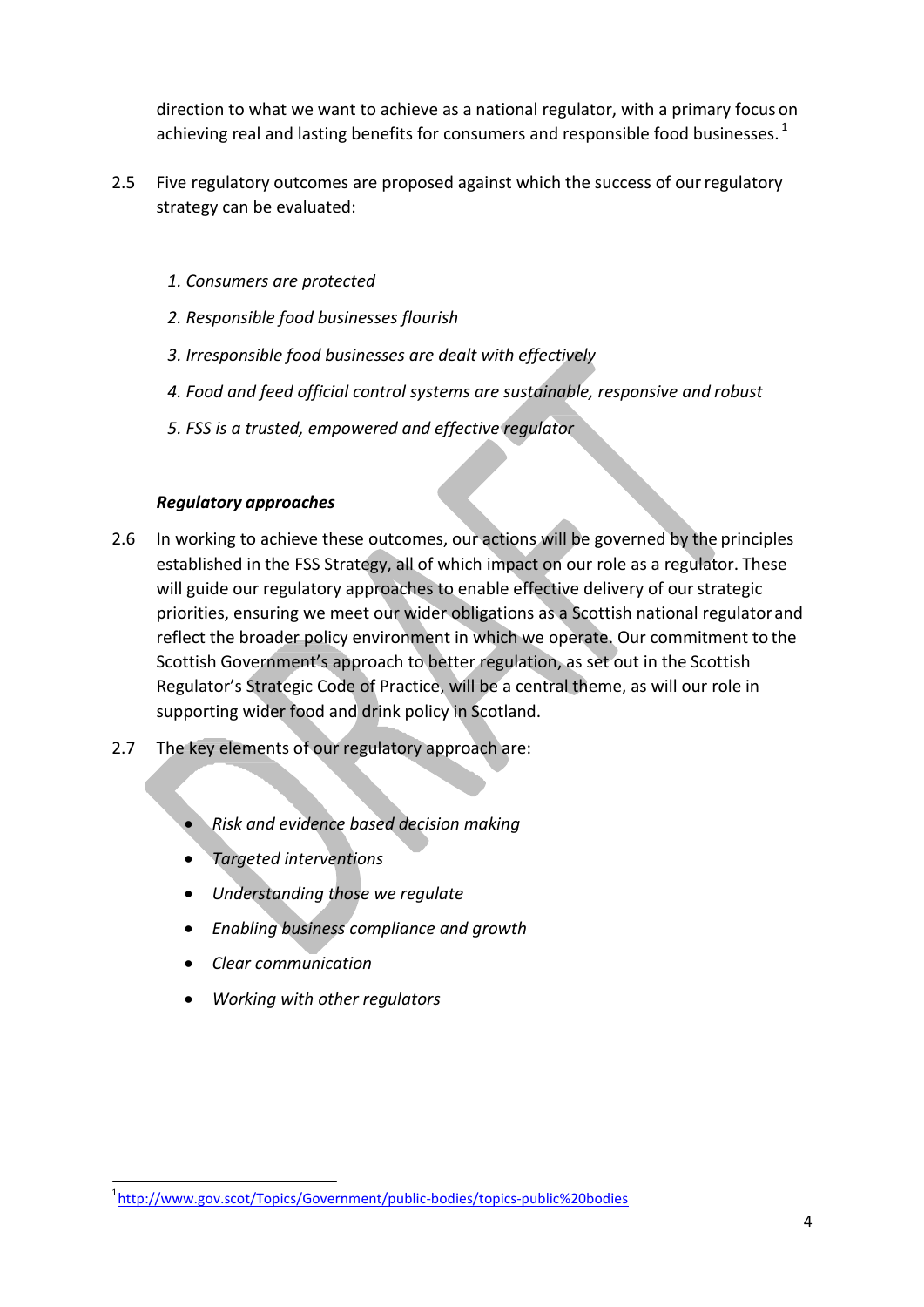direction to what we want to achieve as a national regulator, with a primary focus on achieving real and lasting benefits for consumers and responsible food businesses.[1]

2.5 Five regulatory outcomes are proposed against which the success of our regulatory strategy can be evaluated:

1. *Consumers are protected*
2. *Responsible food businesses flourish*
3. *Irresponsible food businesses are dealt with effectively*
4. *Food and feed official control systems are sustainable, responsive and robust*
5. *FSS is a trusted, empowered and effective regulator*

***Regulatory approaches***

2.6 In working to achieve these outcomes, our actions will be governed by the principles established in the FSS Strategy, all of which impact on our role as a regulator. These will guide our regulatory approaches to enable effective delivery of our strategic priorities, ensuring we meet our wider obligations as a Scottish national regulator and reflect the broader policy environment in which we operate. Our commitment to the Scottish Government's approach to better regulation, as set out in the Scottish Regulator's Strategic Code of Practice, will be a central theme, as will our role in supporting wider food and drink policy in Scotland.

2.7 The key elements of our regulatory approach are:

- *Risk and evidence based decision making*
- *Targeted interventions*
- *Understanding those we regulate*
- *Enabling business compliance and growth*
- *Clear communication*
- *Working with other regulators*

[1] http://www.gov.scot/Topics/Government/public-bodies/topics-public%20bodies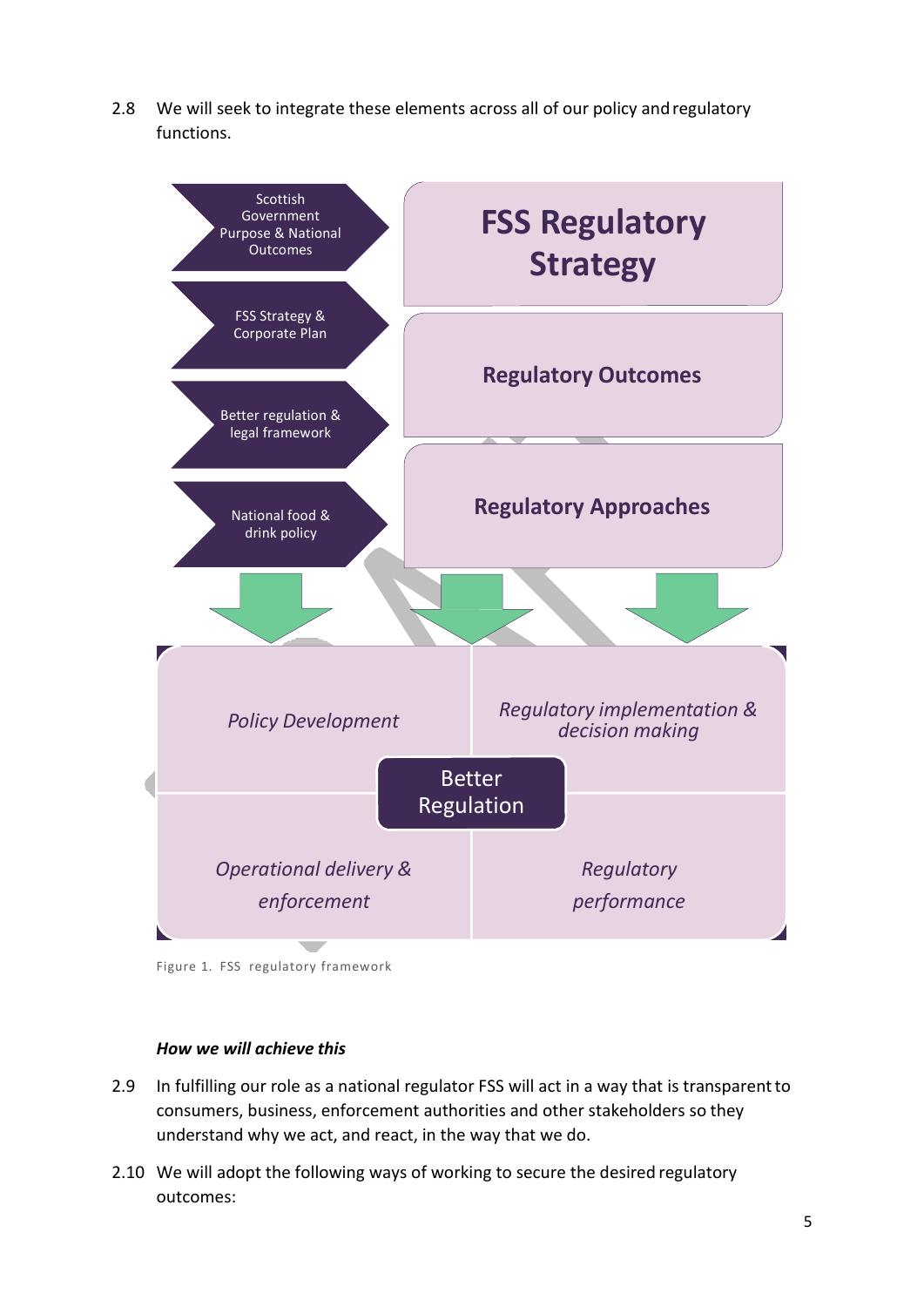2.8 We will seek to integrate these elements across all of our policy and regulatory functions.

Scottish Government Purpose & National Outcomes

FSS Strategy & Corporate Plan

Better regulation & legal framework

National food & drink policy

**FSS Regulatory Strategy**

**Regulatory Outcomes**

**Regulatory Approaches**

*Policy Development*

*Regulatory implementation & decision making*

Better Regulation

*Operational delivery & enforcement*

*Regulatory performance*

Figure 1. FSS regulatory framework

***How we will achieve this***

2.9 In fulfilling our role as a national regulator FSS will act in a way that is transparent to consumers, business, enforcement authorities and other stakeholders so they understand why we act, and react, in the way that we do.

2.10 We will adopt the following ways of working to secure the desired regulatory outcomes: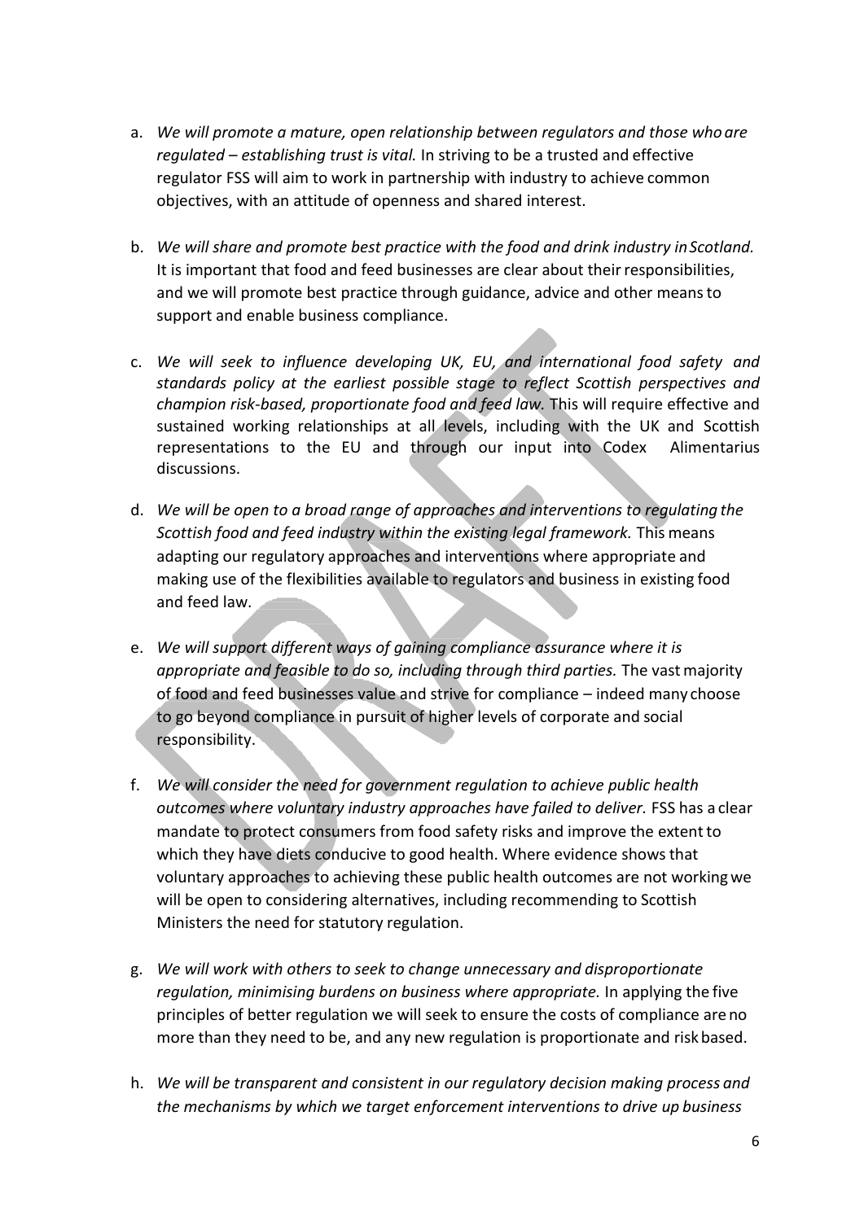a. *We will promote a mature, open relationship between regulators and those who are regulated – establishing trust is vital.* In striving to be a trusted and effective regulator FSS will aim to work in partnership with industry to achieve common objectives, with an attitude of openness and shared interest.

b. *We will share and promote best practice with the food and drink industry in Scotland.* It is important that food and feed businesses are clear about their responsibilities, and we will promote best practice through guidance, advice and other means to support and enable business compliance.

c. *We will seek to influence developing UK, EU, and international food safety and standards policy at the earliest possible stage to reflect Scottish perspectives and champion risk-based, proportionate food and feed law.* This will require effective and sustained working relationships at all levels, including with the UK and Scottish representations to the EU and through our input into Codex Alimentarius discussions.

d. *We will be open to a broad range of approaches and interventions to regulating the Scottish food and feed industry within the existing legal framework.* This means adapting our regulatory approaches and interventions where appropriate and making use of the flexibilities available to regulators and business in existing food and feed law.

e. *We will support different ways of gaining compliance assurance where it is appropriate and feasible to do so, including through third parties.* The vast majority of food and feed businesses value and strive for compliance – indeed many choose to go beyond compliance in pursuit of higher levels of corporate and social responsibility.

f. *We will consider the need for government regulation to achieve public health outcomes where voluntary industry approaches have failed to deliver.* FSS has a clear mandate to protect consumers from food safety risks and improve the extent to which they have diets conducive to good health. Where evidence shows that voluntary approaches to achieving these public health outcomes are not working we will be open to considering alternatives, including recommending to Scottish Ministers the need for statutory regulation.

g. *We will work with others to seek to change unnecessary and disproportionate regulation, minimising burdens on business where appropriate.* In applying the five principles of better regulation we will seek to ensure the costs of compliance are no more than they need to be, and any new regulation is proportionate and risk based.

h. *We will be transparent and consistent in our regulatory decision making process and the mechanisms by which we target enforcement interventions to drive up business*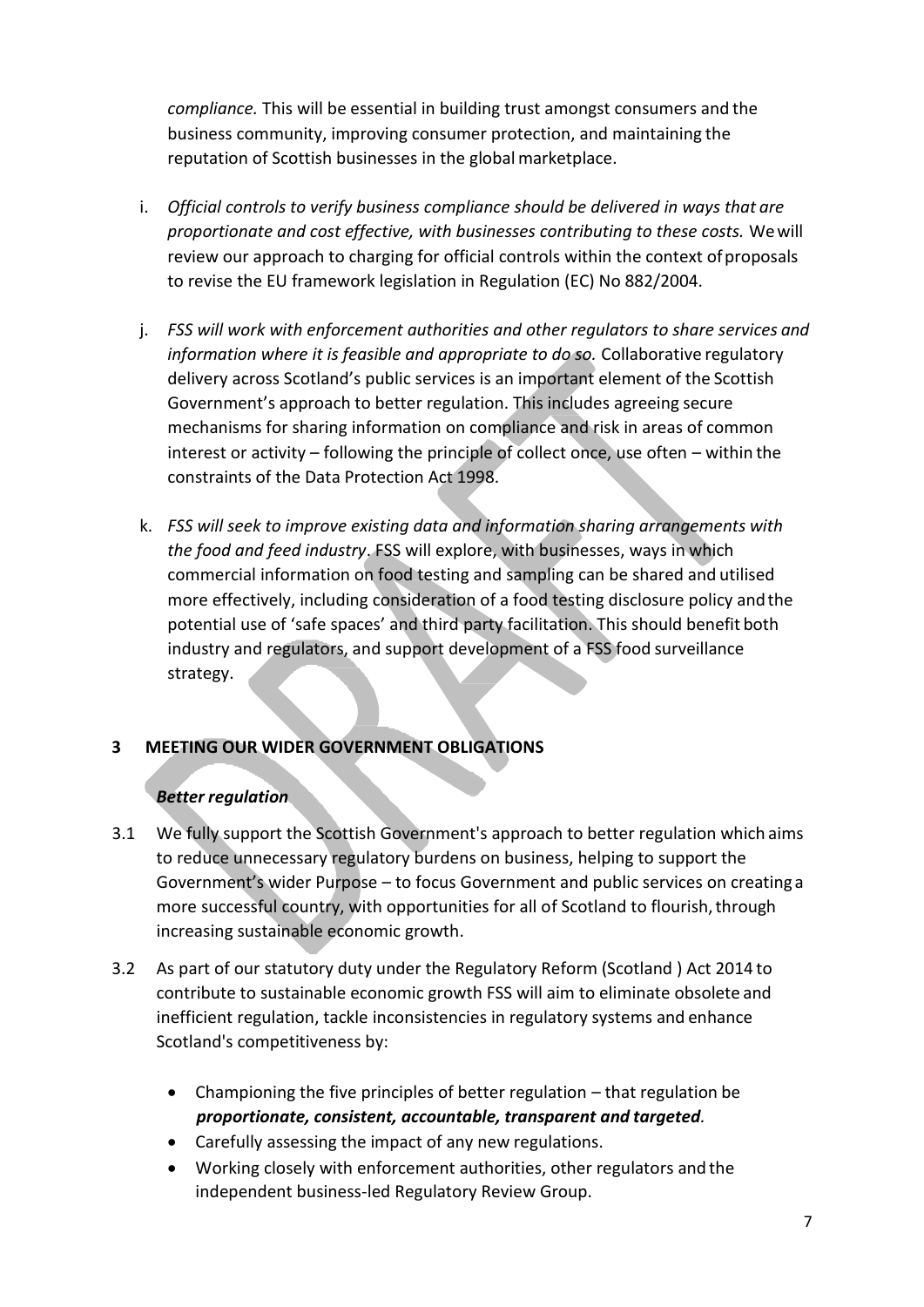*compliance.* This will be essential in building trust amongst consumers and the business community, improving consumer protection, and maintaining the reputation of Scottish businesses in the global marketplace.

i. *Official controls to verify business compliance should be delivered in ways that are proportionate and cost effective, with businesses contributing to these costs.* We will review our approach to charging for official controls within the context of proposals to revise the EU framework legislation in Regulation (EC) No 882/2004.

j. *FSS will work with enforcement authorities and other regulators to share services and information where it is feasible and appropriate to do so.* Collaborative regulatory delivery across Scotland's public services is an important element of the Scottish Government's approach to better regulation. This includes agreeing secure mechanisms for sharing information on compliance and risk in areas of common interest or activity – following the principle of collect once, use often – within the constraints of the Data Protection Act 1998.

k. *FSS will seek to improve existing data and information sharing arrangements with the food and feed industry*. FSS will explore, with businesses, ways in which commercial information on food testing and sampling can be shared and utilised more effectively, including consideration of a food testing disclosure policy and the potential use of 'safe spaces' and third party facilitation. This should benefit both industry and regulators, and support development of a FSS food surveillance strategy.

## 3 MEETING OUR WIDER GOVERNMENT OBLIGATIONS

### *Better regulation*

3.1 We fully support the Scottish Government's approach to better regulation which aims to reduce unnecessary regulatory burdens on business, helping to support the Government's wider Purpose – to focus Government and public services on creating a more successful country, with opportunities for all of Scotland to flourish, through increasing sustainable economic growth.

3.2 As part of our statutory duty under the Regulatory Reform (Scotland ) Act 2014 to contribute to sustainable economic growth FSS will aim to eliminate obsolete and inefficient regulation, tackle inconsistencies in regulatory systems and enhance Scotland's competitiveness by:

- Championing the five principles of better regulation – that regulation be ***proportionate, consistent, accountable, transparent and targeted***.
- Carefully assessing the impact of any new regulations.
- Working closely with enforcement authorities, other regulators and the independent business-led Regulatory Review Group.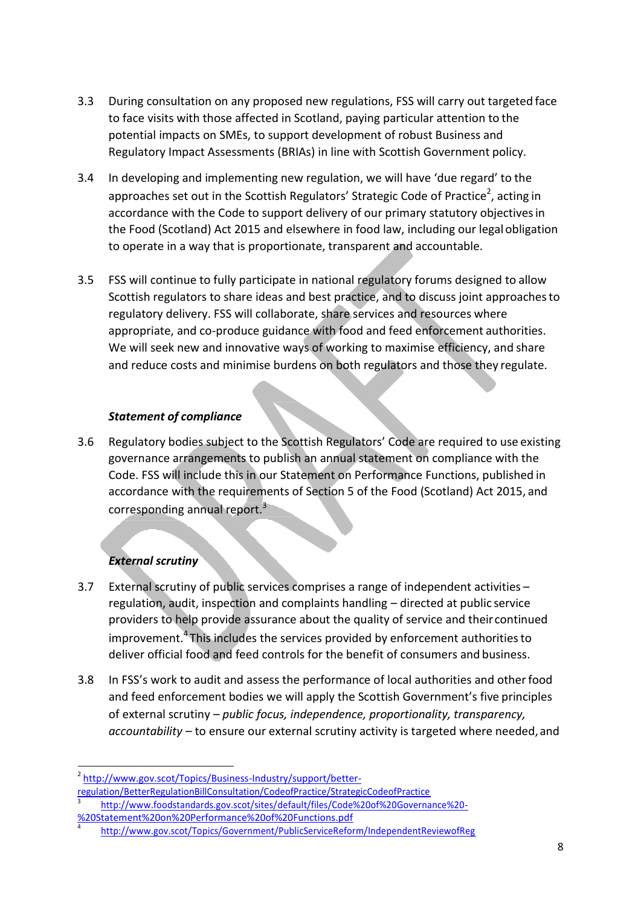3.3 During consultation on any proposed new regulations, FSS will carry out targeted face to face visits with those affected in Scotland, paying particular attention to the potential impacts on SMEs, to support development of robust Business and Regulatory Impact Assessments (BRIAs) in line with Scottish Government policy.

3.4 In developing and implementing new regulation, we will have 'due regard' to the approaches set out in the Scottish Regulators' Strategic Code of Practice[2], acting in accordance with the Code to support delivery of our primary statutory objectives in the Food (Scotland) Act 2015 and elsewhere in food law, including our legal obligation to operate in a way that is proportionate, transparent and accountable.

3.5 FSS will continue to fully participate in national regulatory forums designed to allow Scottish regulators to share ideas and best practice, and to discuss joint approaches to regulatory delivery. FSS will collaborate, share services and resources where appropriate, and co-produce guidance with food and feed enforcement authorities. We will seek new and innovative ways of working to maximise efficiency, and share and reduce costs and minimise burdens on both regulators and those they regulate.

***Statement of compliance***

3.6 Regulatory bodies subject to the Scottish Regulators' Code are required to use existing governance arrangements to publish an annual statement on compliance with the Code. FSS will include this in our Statement on Performance Functions, published in accordance with the requirements of Section 5 of the Food (Scotland) Act 2015, and corresponding annual report.[3]

***External scrutiny***

3.7 External scrutiny of public services comprises a range of independent activities – regulation, audit, inspection and complaints handling – directed at public service providers to help provide assurance about the quality of service and their continued improvement.[4] This includes the services provided by enforcement authorities to deliver official food and feed controls for the benefit of consumers and business.

3.8 In FSS's work to audit and assess the performance of local authorities and other food and feed enforcement bodies we will apply the Scottish Government's five principles of external scrutiny – *public focus, independence, proportionality, transparency, accountability* – to ensure our external scrutiny activity is targeted where needed, and

---

[2] http://www.gov.scot/Topics/Business-Industry/support/better-regulation/BetterRegulationBillConsultation/CodeofPractice/StrategicCodeofPractice

[3] http://www.foodstandards.gov.scot/sites/default/files/Code%20of%20Governance%20-%20Statement%20on%20Performance%20of%20Functions.pdf

[4] http://www.gov.scot/Topics/Government/PublicServiceReform/IndependentReviewofReg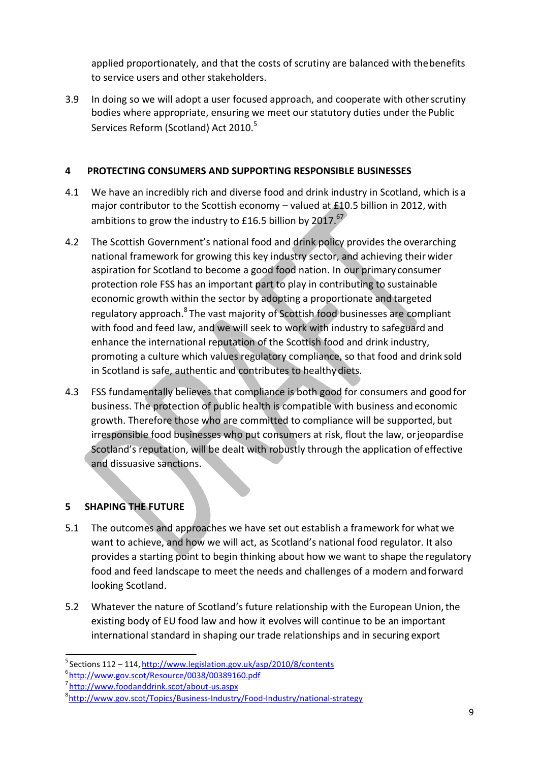applied proportionately, and that the costs of scrutiny are balanced with the benefits to service users and other stakeholders.

3.9 In doing so we will adopt a user focused approach, and cooperate with other scrutiny bodies where appropriate, ensuring we meet our statutory duties under the Public Services Reform (Scotland) Act 2010.[5]

## 4 PROTECTING CONSUMERS AND SUPPORTING RESPONSIBLE BUSINESSES

4.1 We have an incredibly rich and diverse food and drink industry in Scotland, which is a major contributor to the Scottish economy – valued at £10.5 billion in 2012, with ambitions to grow the industry to £16.5 billion by 2017.[6,7]

4.2 The Scottish Government's national food and drink policy provides the overarching national framework for growing this key industry sector, and achieving their wider aspiration for Scotland to become a good food nation. In our primary consumer protection role FSS has an important part to play in contributing to sustainable economic growth within the sector by adopting a proportionate and targeted regulatory approach.[8] The vast majority of Scottish food businesses are compliant with food and feed law, and we will seek to work with industry to safeguard and enhance the international reputation of the Scottish food and drink industry, promoting a culture which values regulatory compliance, so that food and drink sold in Scotland is safe, authentic and contributes to healthy diets.

4.3 FSS fundamentally believes that compliance is both good for consumers and good for business. The protection of public health is compatible with business and economic growth. Therefore those who are committed to compliance will be supported, but irresponsible food businesses who put consumers at risk, flout the law, or jeopardise Scotland's reputation, will be dealt with robustly through the application of effective and dissuasive sanctions.

## 5 SHAPING THE FUTURE

5.1 The outcomes and approaches we have set out establish a framework for what we want to achieve, and how we will act, as Scotland's national food regulator. It also provides a starting point to begin thinking about how we want to shape the regulatory food and feed landscape to meet the needs and challenges of a modern and forward looking Scotland.

5.2 Whatever the nature of Scotland's future relationship with the European Union, the existing body of EU food law and how it evolves will continue to be an important international standard in shaping our trade relationships and in securing export

---

[5] Sections 112 – 114, http://www.legislation.gov.uk/asp/2010/8/contents

[6] http://www.gov.scot/Resource/0038/00389160.pdf

[7] http://www.foodanddrink.scot/about-us.aspx

[8] http://www.gov.scot/Topics/Business-Industry/Food-Industry/national-strategy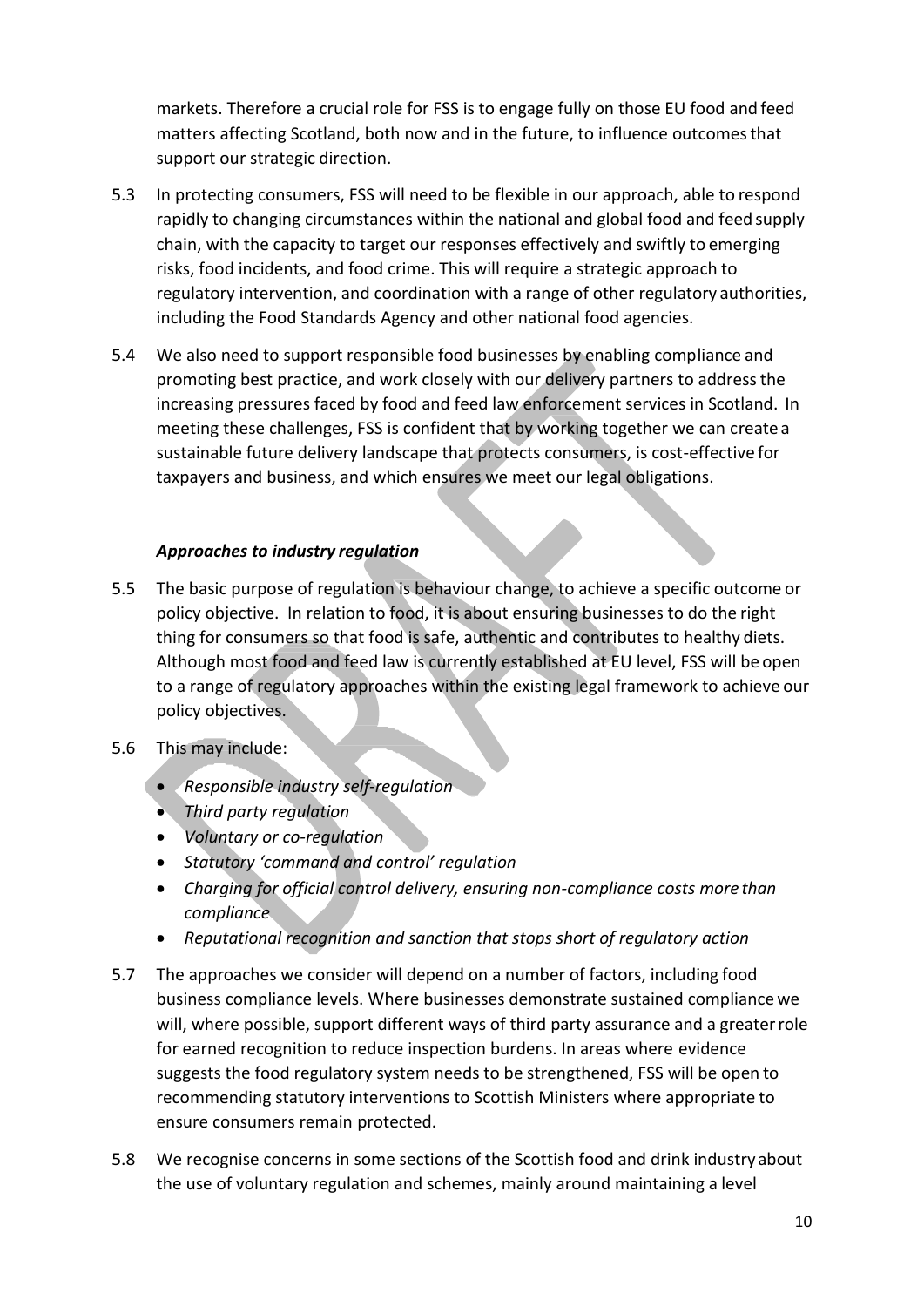markets. Therefore a crucial role for FSS is to engage fully on those EU food and feed matters affecting Scotland, both now and in the future, to influence outcomes that support our strategic direction.

5.3 In protecting consumers, FSS will need to be flexible in our approach, able to respond rapidly to changing circumstances within the national and global food and feed supply chain, with the capacity to target our responses effectively and swiftly to emerging risks, food incidents, and food crime. This will require a strategic approach to regulatory intervention, and coordination with a range of other regulatory authorities, including the Food Standards Agency and other national food agencies.

5.4 We also need to support responsible food businesses by enabling compliance and promoting best practice, and work closely with our delivery partners to address the increasing pressures faced by food and feed law enforcement services in Scotland. In meeting these challenges, FSS is confident that by working together we can create a sustainable future delivery landscape that protects consumers, is cost-effective for taxpayers and business, and which ensures we meet our legal obligations.

### *Approaches to industry regulation*

5.5 The basic purpose of regulation is behaviour change, to achieve a specific outcome or policy objective. In relation to food, it is about ensuring businesses to do the right thing for consumers so that food is safe, authentic and contributes to healthy diets. Although most food and feed law is currently established at EU level, FSS will be open to a range of regulatory approaches within the existing legal framework to achieve our policy objectives.

5.6 This may include:

- *Responsible industry self-regulation*
- *Third party regulation*
- *Voluntary or co-regulation*
- *Statutory 'command and control' regulation*
- *Charging for official control delivery, ensuring non-compliance costs more than compliance*
- *Reputational recognition and sanction that stops short of regulatory action*

5.7 The approaches we consider will depend on a number of factors, including food business compliance levels. Where businesses demonstrate sustained compliance we will, where possible, support different ways of third party assurance and a greater role for earned recognition to reduce inspection burdens. In areas where evidence suggests the food regulatory system needs to be strengthened, FSS will be open to recommending statutory interventions to Scottish Ministers where appropriate to ensure consumers remain protected.

5.8 We recognise concerns in some sections of the Scottish food and drink industry about the use of voluntary regulation and schemes, mainly around maintaining a level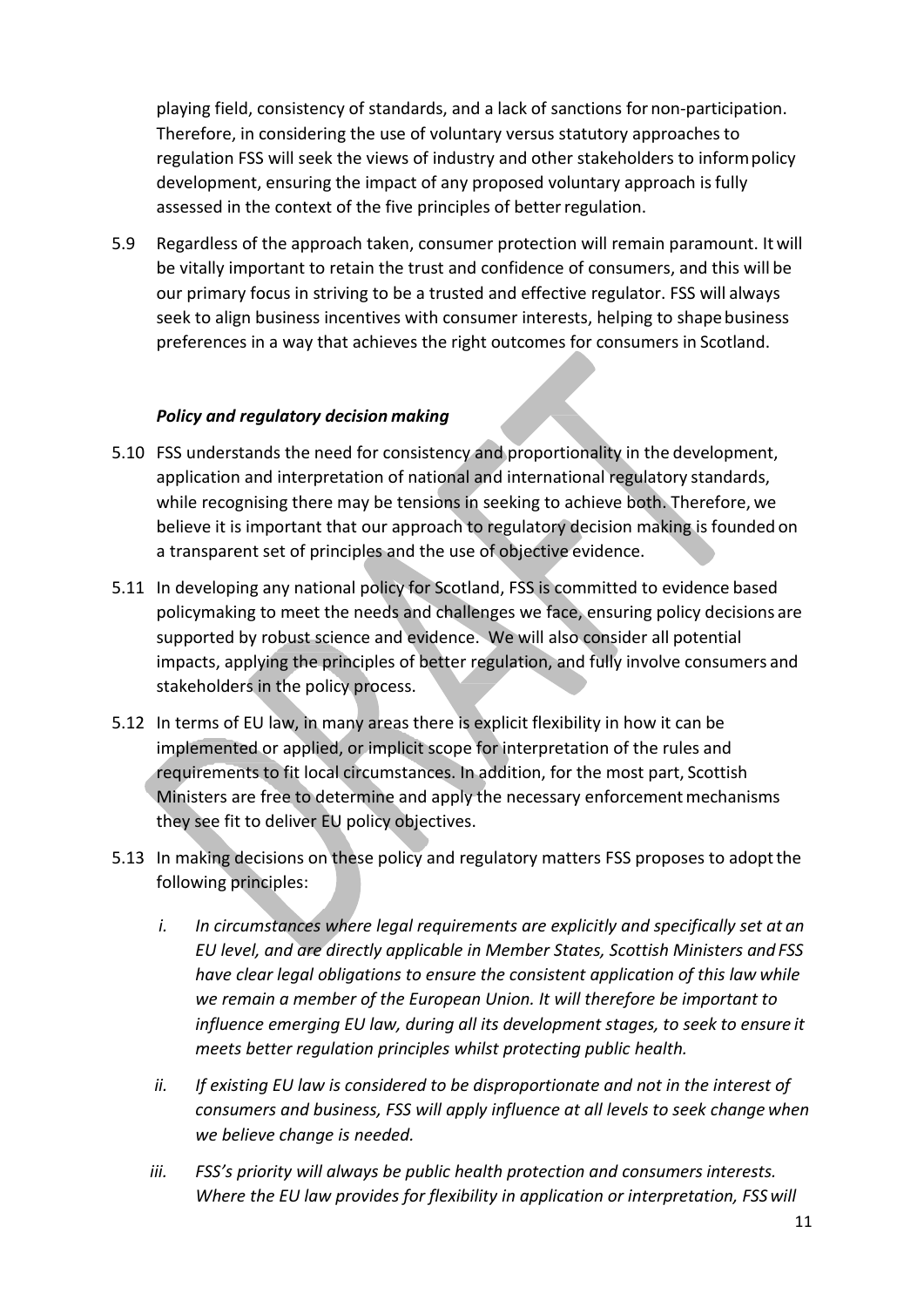playing field, consistency of standards, and a lack of sanctions for non-participation. Therefore, in considering the use of voluntary versus statutory approaches to regulation FSS will seek the views of industry and other stakeholders to inform policy development, ensuring the impact of any proposed voluntary approach is fully assessed in the context of the five principles of better regulation.

5.9 Regardless of the approach taken, consumer protection will remain paramount. It will be vitally important to retain the trust and confidence of consumers, and this will be our primary focus in striving to be a trusted and effective regulator. FSS will always seek to align business incentives with consumer interests, helping to shape business preferences in a way that achieves the right outcomes for consumers in Scotland.

***Policy and regulatory decision making***

5.10 FSS understands the need for consistency and proportionality in the development, application and interpretation of national and international regulatory standards, while recognising there may be tensions in seeking to achieve both. Therefore, we believe it is important that our approach to regulatory decision making is founded on a transparent set of principles and the use of objective evidence.

5.11 In developing any national policy for Scotland, FSS is committed to evidence based policymaking to meet the needs and challenges we face, ensuring policy decisions are supported by robust science and evidence. We will also consider all potential impacts, applying the principles of better regulation, and fully involve consumers and stakeholders in the policy process.

5.12 In terms of EU law, in many areas there is explicit flexibility in how it can be implemented or applied, or implicit scope for interpretation of the rules and requirements to fit local circumstances. In addition, for the most part, Scottish Ministers are free to determine and apply the necessary enforcement mechanisms they see fit to deliver EU policy objectives.

5.13 In making decisions on these policy and regulatory matters FSS proposes to adopt the following principles:

i. *In circumstances where legal requirements are explicitly and specifically set at an EU level, and are directly applicable in Member States, Scottish Ministers and FSS have clear legal obligations to ensure the consistent application of this law while we remain a member of the European Union. It will therefore be important to influence emerging EU law, during all its development stages, to seek to ensure it meets better regulation principles whilst protecting public health.*

ii. *If existing EU law is considered to be disproportionate and not in the interest of consumers and business, FSS will apply influence at all levels to seek change when we believe change is needed.*

iii. *FSS's priority will always be public health protection and consumers interests. Where the EU law provides for flexibility in application or interpretation, FSS will*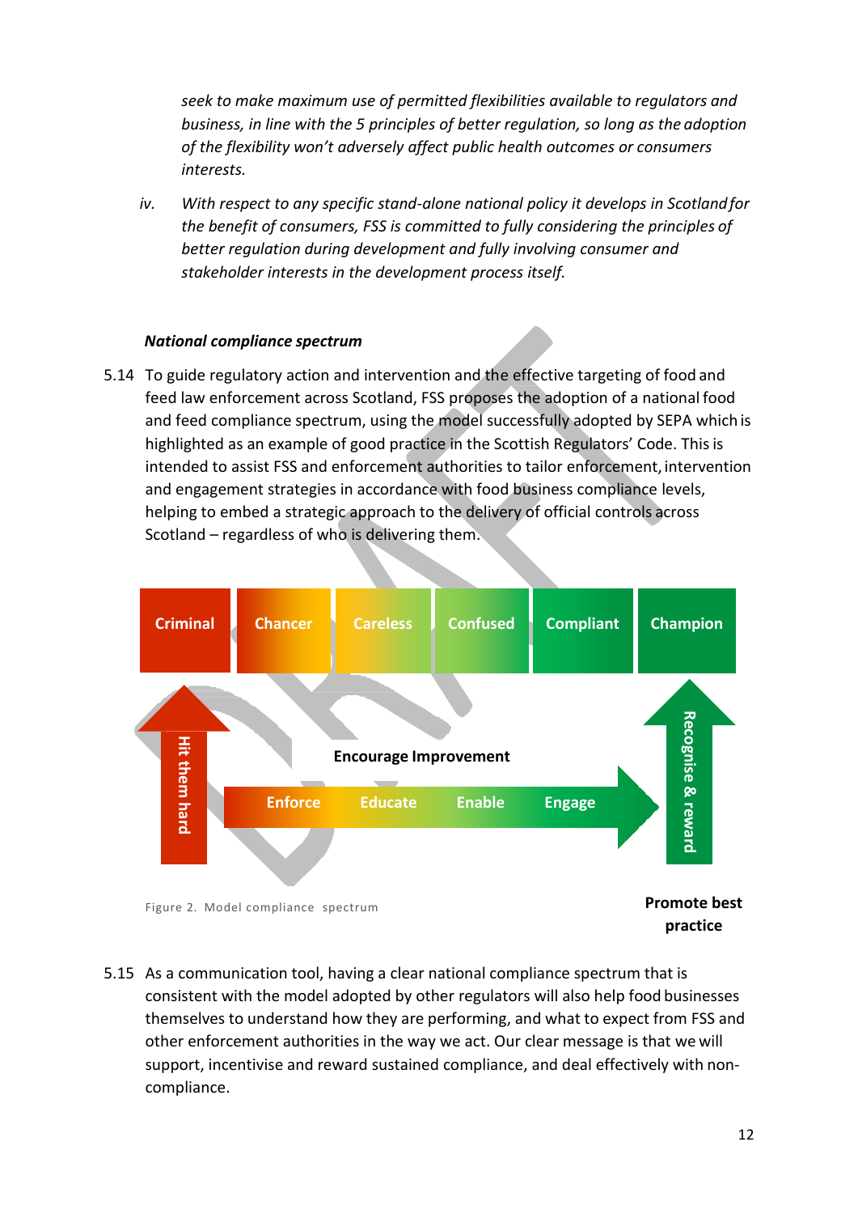*seek to make maximum use of permitted flexibilities available to regulators and business, in line with the 5 principles of better regulation, so long as the adoption of the flexibility won't adversely affect public health outcomes or consumers interests.*

iv. *With respect to any specific stand-alone national policy it develops in Scotland for the benefit of consumers, FSS is committed to fully considering the principles of better regulation during development and fully involving consumer and stakeholder interests in the development process itself.*

***National compliance spectrum***

5.14 To guide regulatory action and intervention and the effective targeting of food and feed law enforcement across Scotland, FSS proposes the adoption of a national food and feed compliance spectrum, using the model successfully adopted by SEPA which is highlighted as an example of good practice in the Scottish Regulators' Code. This is intended to assist FSS and enforcement authorities to tailor enforcement, intervention and engagement strategies in accordance with food business compliance levels, helping to embed a strategic approach to the delivery of official controls across Scotland – regardless of who is delivering them.

| Criminal | Chancer | Careless | Confused | Compliant | Champion |
|---|---|---|---|---|---|

Hit them hard

**Encourage Improvement**

Enforce → Educate → Enable → Engage

Recognise & reward

Figure 2. Model compliance spectrum

**Promote best practice**

5.15 As a communication tool, having a clear national compliance spectrum that is consistent with the model adopted by other regulators will also help food businesses themselves to understand how they are performing, and what to expect from FSS and other enforcement authorities in the way we act. Our clear message is that we will support, incentivise and reward sustained compliance, and deal effectively with non-compliance.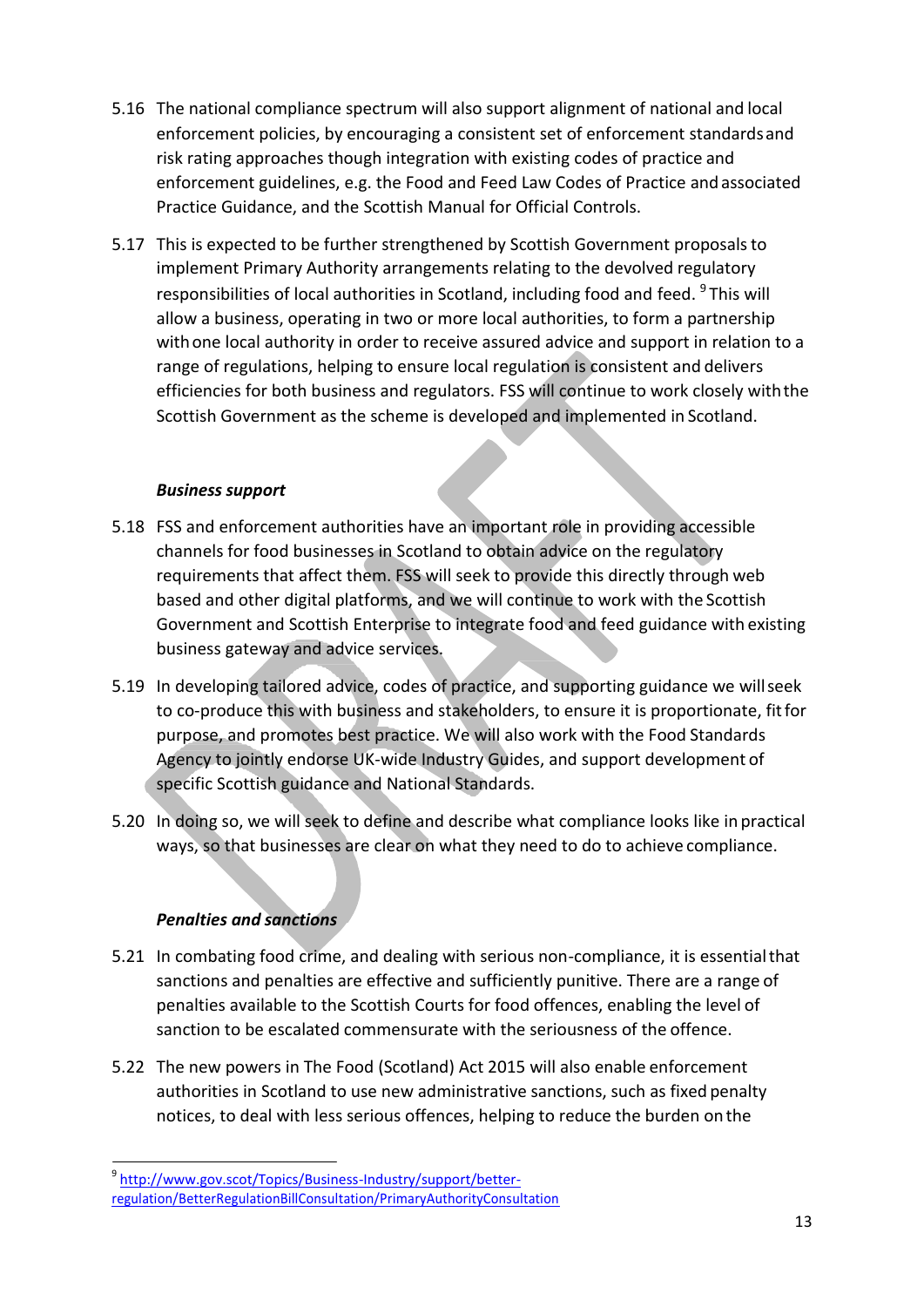5.16 The national compliance spectrum will also support alignment of national and local enforcement policies, by encouraging a consistent set of enforcement standards and risk rating approaches though integration with existing codes of practice and enforcement guidelines, e.g. the Food and Feed Law Codes of Practice and associated Practice Guidance, and the Scottish Manual for Official Controls.

5.17 This is expected to be further strengthened by Scottish Government proposals to implement Primary Authority arrangements relating to the devolved regulatory responsibilities of local authorities in Scotland, including food and feed. [9] This will allow a business, operating in two or more local authorities, to form a partnership with one local authority in order to receive assured advice and support in relation to a range of regulations, helping to ensure local regulation is consistent and delivers efficiencies for both business and regulators. FSS will continue to work closely with the Scottish Government as the scheme is developed and implemented in Scotland.

***Business support***

5.18 FSS and enforcement authorities have an important role in providing accessible channels for food businesses in Scotland to obtain advice on the regulatory requirements that affect them. FSS will seek to provide this directly through web based and other digital platforms, and we will continue to work with the Scottish Government and Scottish Enterprise to integrate food and feed guidance with existing business gateway and advice services.

5.19 In developing tailored advice, codes of practice, and supporting guidance we will seek to co-produce this with business and stakeholders, to ensure it is proportionate, fit for purpose, and promotes best practice. We will also work with the Food Standards Agency to jointly endorse UK-wide Industry Guides, and support development of specific Scottish guidance and National Standards.

5.20 In doing so, we will seek to define and describe what compliance looks like in practical ways, so that businesses are clear on what they need to do to achieve compliance.

***Penalties and sanctions***

5.21 In combating food crime, and dealing with serious non-compliance, it is essential that sanctions and penalties are effective and sufficiently punitive. There are a range of penalties available to the Scottish Courts for food offences, enabling the level of sanction to be escalated commensurate with the seriousness of the offence.

5.22 The new powers in The Food (Scotland) Act 2015 will also enable enforcement authorities in Scotland to use new administrative sanctions, such as fixed penalty notices, to deal with less serious offences, helping to reduce the burden on the

---

[9] http://www.gov.scot/Topics/Business-Industry/support/better-regulation/BetterRegulationBillConsultation/PrimaryAuthorityConsultation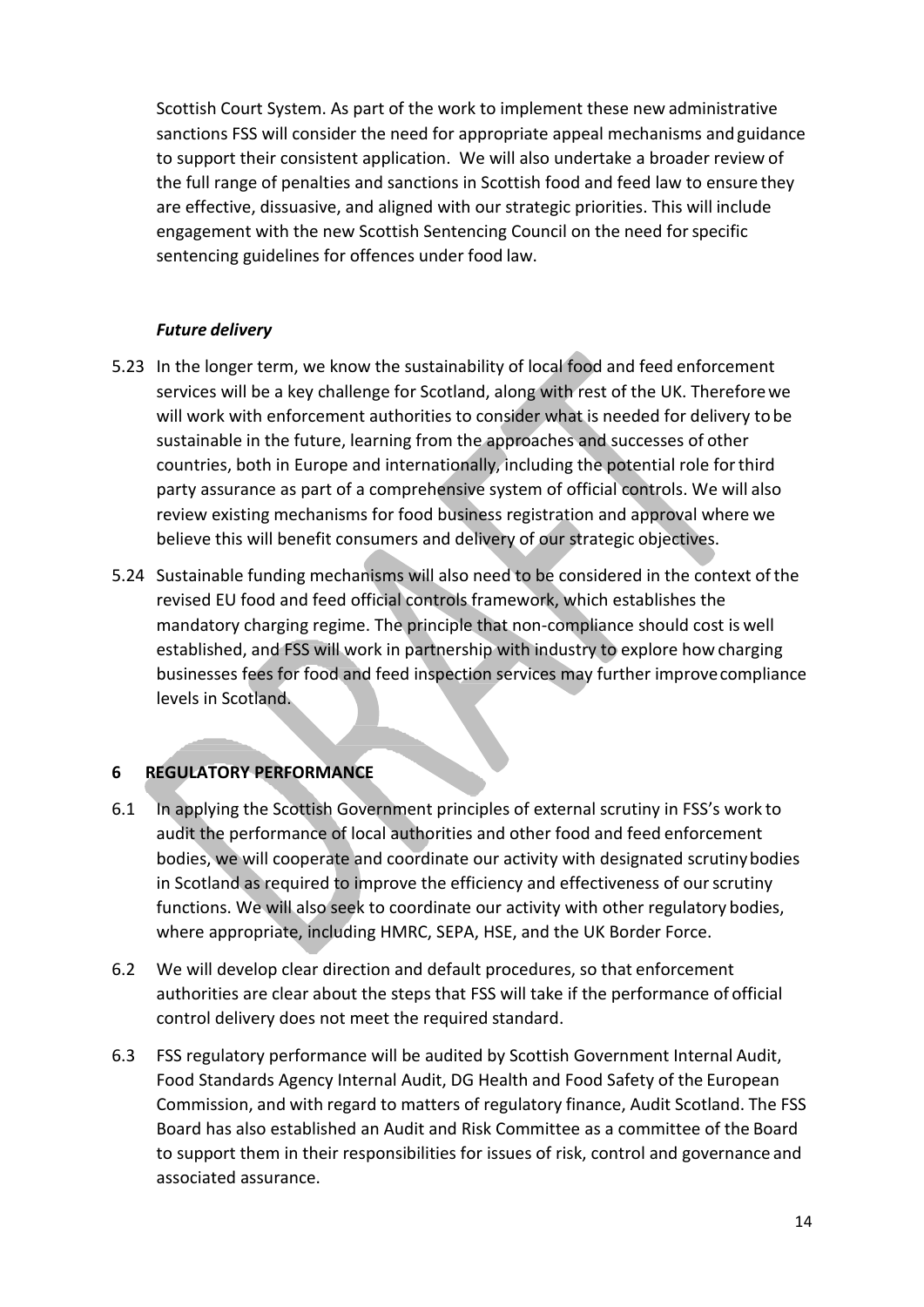Scottish Court System. As part of the work to implement these new administrative sanctions FSS will consider the need for appropriate appeal mechanisms and guidance to support their consistent application. We will also undertake a broader review of the full range of penalties and sanctions in Scottish food and feed law to ensure they are effective, dissuasive, and aligned with our strategic priorities. This will include engagement with the new Scottish Sentencing Council on the need for specific sentencing guidelines for offences under food law.

***Future delivery***

5.23 In the longer term, we know the sustainability of local food and feed enforcement services will be a key challenge for Scotland, along with rest of the UK. Therefore we will work with enforcement authorities to consider what is needed for delivery to be sustainable in the future, learning from the approaches and successes of other countries, both in Europe and internationally, including the potential role for third party assurance as part of a comprehensive system of official controls. We will also review existing mechanisms for food business registration and approval where we believe this will benefit consumers and delivery of our strategic objectives.

5.24 Sustainable funding mechanisms will also need to be considered in the context of the revised EU food and feed official controls framework, which establishes the mandatory charging regime. The principle that non-compliance should cost is well established, and FSS will work in partnership with industry to explore how charging businesses fees for food and feed inspection services may further improve compliance levels in Scotland.

## 6 REGULATORY PERFORMANCE

6.1 In applying the Scottish Government principles of external scrutiny in FSS's work to audit the performance of local authorities and other food and feed enforcement bodies, we will cooperate and coordinate our activity with designated scrutiny bodies in Scotland as required to improve the efficiency and effectiveness of our scrutiny functions. We will also seek to coordinate our activity with other regulatory bodies, where appropriate, including HMRC, SEPA, HSE, and the UK Border Force.

6.2 We will develop clear direction and default procedures, so that enforcement authorities are clear about the steps that FSS will take if the performance of official control delivery does not meet the required standard.

6.3 FSS regulatory performance will be audited by Scottish Government Internal Audit, Food Standards Agency Internal Audit, DG Health and Food Safety of the European Commission, and with regard to matters of regulatory finance, Audit Scotland. The FSS Board has also established an Audit and Risk Committee as a committee of the Board to support them in their responsibilities for issues of risk, control and governance and associated assurance.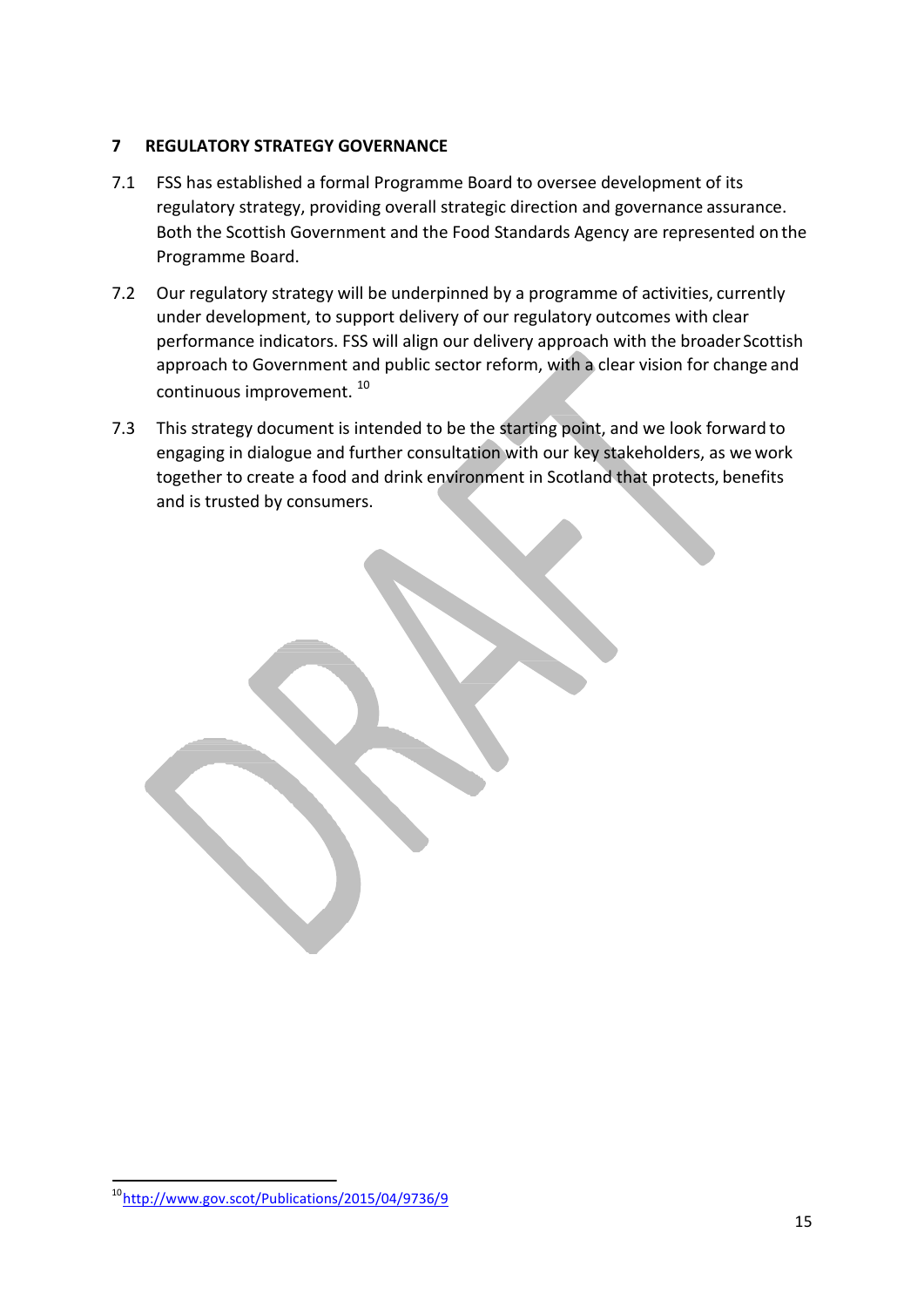## 7 REGULATORY STRATEGY GOVERNANCE

7.1 FSS has established a formal Programme Board to oversee development of its regulatory strategy, providing overall strategic direction and governance assurance. Both the Scottish Government and the Food Standards Agency are represented on the Programme Board.

7.2 Our regulatory strategy will be underpinned by a programme of activities, currently under development, to support delivery of our regulatory outcomes with clear performance indicators. FSS will align our delivery approach with the broader Scottish approach to Government and public sector reform, with a clear vision for change and continuous improvement. [10]

7.3 This strategy document is intended to be the starting point, and we look forward to engaging in dialogue and further consultation with our key stakeholders, as we work together to create a food and drink environment in Scotland that protects, benefits and is trusted by consumers.

---

[10] http://www.gov.scot/Publications/2015/04/9736/9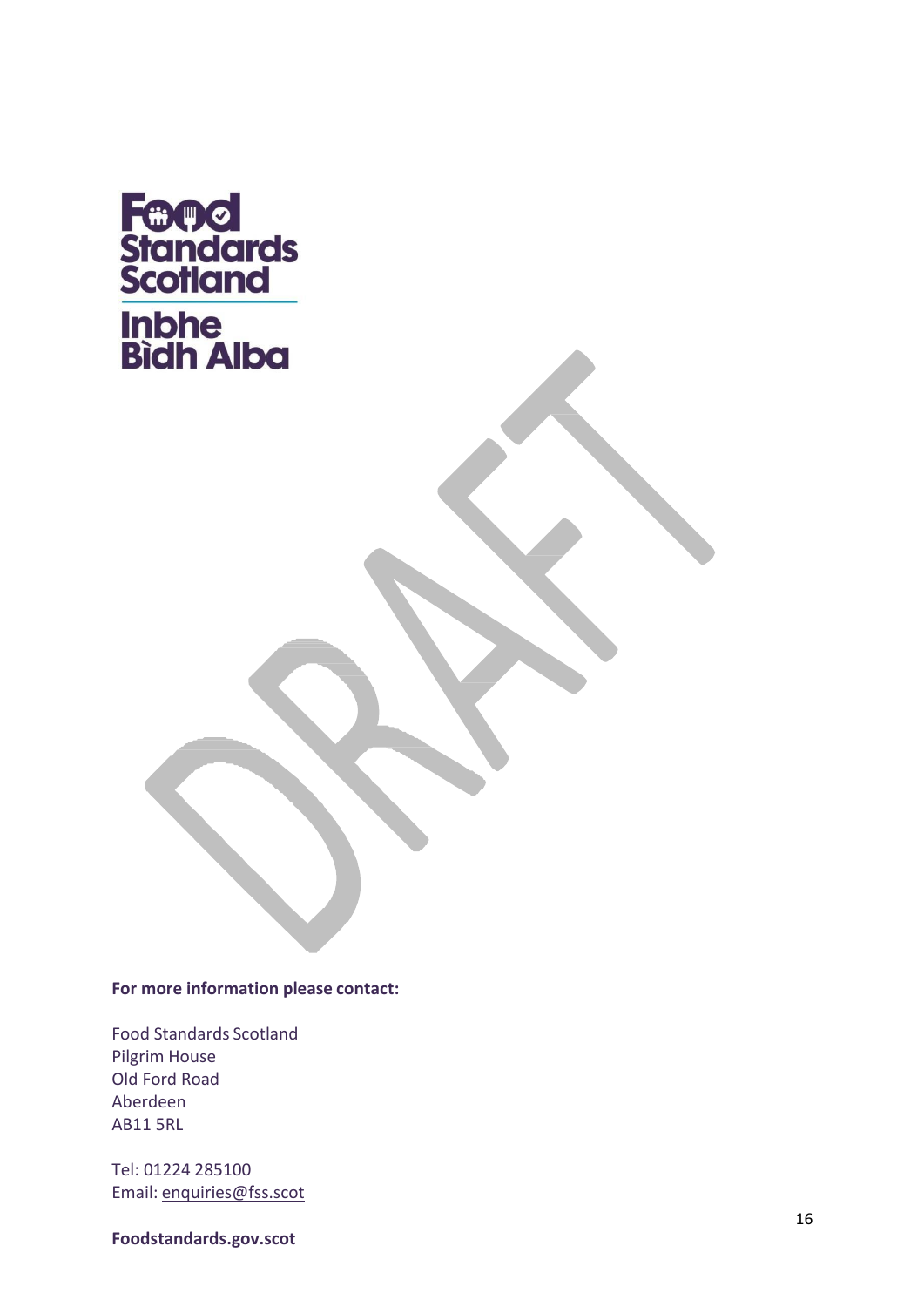Food Standards Scotland

Inbhe Bìdh Alba

DRAFT

**For more information please contact:**

Food Standards Scotland
Pilgrim House
Old Ford Road
Aberdeen
AB11 5RL

Tel: 01224 285100
Email: enquiries@fss.scot

**Foodstandards.gov.scot**